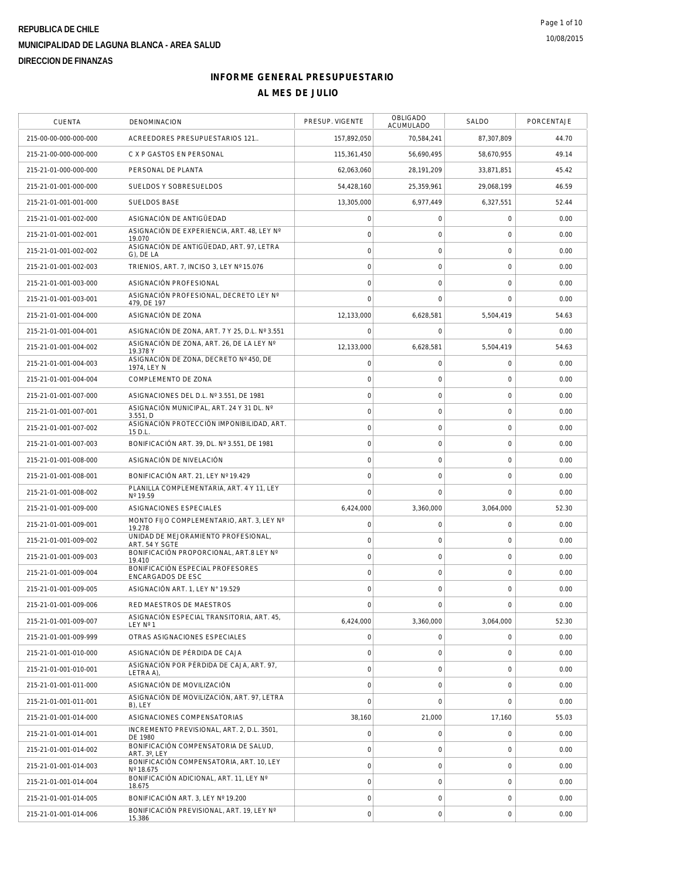REPUBLICA DE CHILE

MUNICIPALIDAD DE LAGUNA BLANCA - AREA SALUD

DIRECCION DE FINANZAS

10/08/2015

# INFORME GENERAL PRESUPUESTARIO

## AL MES DE JULIO

| CUENTA | DENOMINACION | PRESUP. VIGENTE | OBLIGADO ACUMULADO | SALDO | PORCENTAJE |
|---|---|---|---|---|---|
| 215-00-00-000-000-000 | ACREEDORES PRESUPUESTARIOS 121.. | 157,892,050 | 70,584,241 | 87,307,809 | 44.70 |
| 215-21-00-000-000-000 | C X P GASTOS EN PERSONAL | 115,361,450 | 56,690,495 | 58,670,955 | 49.14 |
| 215-21-01-000-000-000 | PERSONAL DE PLANTA | 62,063,060 | 28,191,209 | 33,871,851 | 45.42 |
| 215-21-01-001-000-000 | SUELDOS Y SOBRESUELDOS | 54,428,160 | 25,359,961 | 29,068,199 | 46.59 |
| 215-21-01-001-001-000 | SUELDOS BASE | 13,305,000 | 6,977,449 | 6,327,551 | 52.44 |
| 215-21-01-001-002-000 | ASIGNACIÓN DE ANTIGÜEDAD | 0 | 0 | 0 | 0.00 |
| 215-21-01-001-002-001 | ASIGNACIÓN DE EXPERIENCIA, ART. 48, LEY Nº 19.070 | 0 | 0 | 0 | 0.00 |
| 215-21-01-001-002-002 | ASIGNACIÓN DE ANTIGÜEDAD, ART. 97, LETRA G), DE LA | 0 | 0 | 0 | 0.00 |
| 215-21-01-001-002-003 | TRIENIOS, ART. 7, INCISO 3, LEY Nº 15.076 | 0 | 0 | 0 | 0.00 |
| 215-21-01-001-003-000 | ASIGNACIÓN PROFESIONAL | 0 | 0 | 0 | 0.00 |
| 215-21-01-001-003-001 | ASIGNACIÓN PROFESIONAL, DECRETO LEY Nº 479, DE 197 | 0 | 0 | 0 | 0.00 |
| 215-21-01-001-004-000 | ASIGNACIÓN DE ZONA | 12,133,000 | 6,628,581 | 5,504,419 | 54.63 |
| 215-21-01-001-004-001 | ASIGNACIÓN DE ZONA, ART. 7 Y 25, D.L. Nº 3.551 | 0 | 0 | 0 | 0.00 |
| 215-21-01-001-004-002 | ASIGNACIÓN DE ZONA, ART. 26, DE LA LEY Nº 19.378 Y | 12,133,000 | 6,628,581 | 5,504,419 | 54.63 |
| 215-21-01-001-004-003 | ASIGNACIÓN DE ZONA, DECRETO Nº 450, DE 1974, LEY N | 0 | 0 | 0 | 0.00 |
| 215-21-01-001-004-004 | COMPLEMENTO DE ZONA | 0 | 0 | 0 | 0.00 |
| 215-21-01-001-007-000 | ASIGNACIONES DEL D.L. Nº 3.551, DE 1981 | 0 | 0 | 0 | 0.00 |
| 215-21-01-001-007-001 | ASIGNACIÓN MUNICIPAL, ART. 24 Y 31 DL. Nº 3.551, D | 0 | 0 | 0 | 0.00 |
| 215-21-01-001-007-002 | ASIGNACIÓN PROTECCIÓN IMPONIBILIDAD, ART. 15 D.L. | 0 | 0 | 0 | 0.00 |
| 215-21-01-001-007-003 | BONIFICACIÓN ART. 39, DL. Nº 3.551, DE 1981 | 0 | 0 | 0 | 0.00 |
| 215-21-01-001-008-000 | ASIGNACIÓN DE NIVELACIÓN | 0 | 0 | 0 | 0.00 |
| 215-21-01-001-008-001 | BONIFICACIÓN ART. 21, LEY Nº 19.429 | 0 | 0 | 0 | 0.00 |
| 215-21-01-001-008-002 | PLANILLA COMPLEMENTARIA, ART. 4 Y 11, LEY Nº 19.59 | 0 | 0 | 0 | 0.00 |
| 215-21-01-001-009-000 | ASIGNACIONES ESPECIALES | 6,424,000 | 3,360,000 | 3,064,000 | 52.30 |
| 215-21-01-001-009-001 | MONTO FIJO COMPLEMENTARIO, ART. 3, LEY Nº 19.278 | 0 | 0 | 0 | 0.00 |
| 215-21-01-001-009-002 | UNIDAD DE MEJORAMIENTO PROFESIONAL, ART. 54 Y SGTE | 0 | 0 | 0 | 0.00 |
| 215-21-01-001-009-003 | BONIFICACIÓN PROPORCIONAL, ART.8 LEY Nº 19.410 | 0 | 0 | 0 | 0.00 |
| 215-21-01-001-009-004 | BONIFICACIÓN ESPECIAL PROFESORES ENCARGADOS DE ESC | 0 | 0 | 0 | 0.00 |
| 215-21-01-001-009-005 | ASIGNACIÓN ART. 1, LEY N° 19.529 | 0 | 0 | 0 | 0.00 |
| 215-21-01-001-009-006 | RED MAESTROS DE MAESTROS | 0 | 0 | 0 | 0.00 |
| 215-21-01-001-009-007 | ASIGNACIÓN ESPECIAL TRANSITORIA, ART. 45, LEY Nº 1 | 6,424,000 | 3,360,000 | 3,064,000 | 52.30 |
| 215-21-01-001-009-999 | OTRAS ASIGNACIONES ESPECIALES | 0 | 0 | 0 | 0.00 |
| 215-21-01-001-010-000 | ASIGNACIÓN DE PÉRDIDA DE CAJA | 0 | 0 | 0 | 0.00 |
| 215-21-01-001-010-001 | ASIGNACIÓN POR PÉRDIDA DE CAJA, ART. 97, LETRA A), | 0 | 0 | 0 | 0.00 |
| 215-21-01-001-011-000 | ASIGNACIÓN DE MOVILIZACIÓN | 0 | 0 | 0 | 0.00 |
| 215-21-01-001-011-001 | ASIGNACIÓN DE MOVILIZACIÓN, ART. 97, LETRA B), LEY | 0 | 0 | 0 | 0.00 |
| 215-21-01-001-014-000 | ASIGNACIONES COMPENSATORIAS | 38,160 | 21,000 | 17,160 | 55.03 |
| 215-21-01-001-014-001 | INCREMENTO PREVISIONAL, ART. 2, D.L. 3501, DE 1980 | 0 | 0 | 0 | 0.00 |
| 215-21-01-001-014-002 | BONIFICACIÓN COMPENSATORIA DE SALUD, ART. 3º, LEY | 0 | 0 | 0 | 0.00 |
| 215-21-01-001-014-003 | BONIFICACIÓN COMPENSATORIA, ART. 10, LEY Nº 18.675 | 0 | 0 | 0 | 0.00 |
| 215-21-01-001-014-004 | BONIFICACIÓN ADICIONAL, ART. 11, LEY Nº 18.675 | 0 | 0 | 0 | 0.00 |
| 215-21-01-001-014-005 | BONIFICACIÓN ART. 3, LEY Nº 19.200 | 0 | 0 | 0 | 0.00 |
| 215-21-01-001-014-006 | BONIFICACIÓN PREVISIONAL, ART. 19, LEY Nº 15.386 | 0 | 0 | 0 | 0.00 |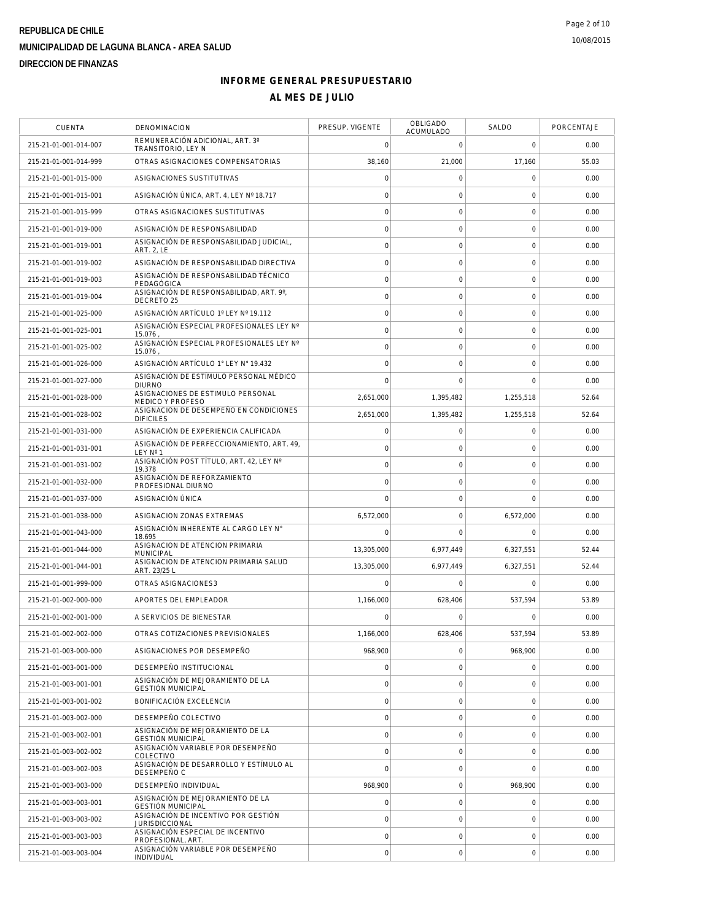REPUBLICA DE CHILE

MUNICIPALIDAD DE LAGUNA BLANCA - AREA SALUD

DIRECCION DE FINANZAS

# INFORME GENERAL PRESUPUESTARIO

## AL MES DE JULIO

| CUENTA | DENOMINACION | PRESUP. VIGENTE | OBLIGADO ACUMULADO | SALDO | PORCENTAJE |
|---|---|---|---|---|---|
| 215-21-01-001-014-007 | REMUNERACIÓN ADICIONAL, ART. 3º TRANSITORIO, LEY N | 0 | 0 | 0 | 0.00 |
| 215-21-01-001-014-999 | OTRAS ASIGNACIONES COMPENSATORIAS | 38,160 | 21,000 | 17,160 | 55.03 |
| 215-21-01-001-015-000 | ASIGNACIONES SUSTITUTIVAS | 0 | 0 | 0 | 0.00 |
| 215-21-01-001-015-001 | ASIGNACIÓN ÚNICA, ART. 4, LEY Nº 18.717 | 0 | 0 | 0 | 0.00 |
| 215-21-01-001-015-999 | OTRAS ASIGNACIONES SUSTITUTIVAS | 0 | 0 | 0 | 0.00 |
| 215-21-01-001-019-000 | ASIGNACIÓN DE RESPONSABILIDAD | 0 | 0 | 0 | 0.00 |
| 215-21-01-001-019-001 | ASIGNACIÓN DE RESPONSABILIDAD JUDICIAL, ART. 2, LE | 0 | 0 | 0 | 0.00 |
| 215-21-01-001-019-002 | ASIGNACIÓN DE RESPONSABILIDAD DIRECTIVA | 0 | 0 | 0 | 0.00 |
| 215-21-01-001-019-003 | ASIGNACIÓN DE RESPONSABILIDAD TÉCNICO PEDAGÓGICA | 0 | 0 | 0 | 0.00 |
| 215-21-01-001-019-004 | ASIGNACIÓN DE RESPONSABILIDAD, ART. 9º, DECRETO 25 | 0 | 0 | 0 | 0.00 |
| 215-21-01-001-025-000 | ASIGNACIÓN ARTÍCULO 1º LEY Nº 19.112 | 0 | 0 | 0 | 0.00 |
| 215-21-01-001-025-001 | ASIGNACIÓN ESPECIAL PROFESIONALES LEY Nº 15.076 , | 0 | 0 | 0 | 0.00 |
| 215-21-01-001-025-002 | ASIGNACIÓN ESPECIAL PROFESIONALES LEY Nº 15.076 , | 0 | 0 | 0 | 0.00 |
| 215-21-01-001-026-000 | ASIGNACIÓN ARTÍCULO 1° LEY N° 19.432 | 0 | 0 | 0 | 0.00 |
| 215-21-01-001-027-000 | ASIGNACIÓN DE ESTÍMULO PERSONAL MÉDICO DIURNO | 0 | 0 | 0 | 0.00 |
| 215-21-01-001-028-000 | ASIGNACIONES DE ESTIMULO PERSONAL MEDICO Y PROFESO | 2,651,000 | 1,395,482 | 1,255,518 | 52.64 |
| 215-21-01-001-028-002 | ASIGNACION DE DESEMPEÑO EN CONDICIONES DIFICILES | 2,651,000 | 1,395,482 | 1,255,518 | 52.64 |
| 215-21-01-001-031-000 | ASIGNACIÓN DE EXPERIENCIA CALIFICADA | 0 | 0 | 0 | 0.00 |
| 215-21-01-001-031-001 | ASIGNACIÓN DE PERFECCIONAMIENTO, ART. 49, LEY Nº 1 | 0 | 0 | 0 | 0.00 |
| 215-21-01-001-031-002 | ASIGNACIÓN POST TÍTULO, ART. 42, LEY Nº 19.378 | 0 | 0 | 0 | 0.00 |
| 215-21-01-001-032-000 | ASIGNACIÓN DE REFORZAMIENTO PROFESIONAL DIURNO | 0 | 0 | 0 | 0.00 |
| 215-21-01-001-037-000 | ASIGNACIÓN ÚNICA | 0 | 0 | 0 | 0.00 |
| 215-21-01-001-038-000 | ASIGNACION ZONAS EXTREMAS | 6,572,000 | 0 | 6,572,000 | 0.00 |
| 215-21-01-001-043-000 | ASIGNACIÓN INHERENTE AL CARGO LEY N° 18.695 | 0 | 0 | 0 | 0.00 |
| 215-21-01-001-044-000 | ASIGNACION DE ATENCION PRIMARIA MUNICIPAL | 13,305,000 | 6,977,449 | 6,327,551 | 52.44 |
| 215-21-01-001-044-001 | ASIGNACION DE ATENCION PRIMARIA SALUD ART. 23/25 L | 13,305,000 | 6,977,449 | 6,327,551 | 52.44 |
| 215-21-01-001-999-000 | OTRAS ASIGNACIONES3 | 0 | 0 | 0 | 0.00 |
| 215-21-01-002-000-000 | APORTES DEL EMPLEADOR | 1,166,000 | 628,406 | 537,594 | 53.89 |
| 215-21-01-002-001-000 | A SERVICIOS DE BIENESTAR | 0 | 0 | 0 | 0.00 |
| 215-21-01-002-002-000 | OTRAS COTIZACIONES PREVISIONALES | 1,166,000 | 628,406 | 537,594 | 53.89 |
| 215-21-01-003-000-000 | ASIGNACIONES POR DESEMPEÑO | 968,900 | 0 | 968,900 | 0.00 |
| 215-21-01-003-001-000 | DESEMPEÑO INSTITUCIONAL | 0 | 0 | 0 | 0.00 |
| 215-21-01-003-001-001 | ASIGNACIÓN DE MEJORAMIENTO DE LA GESTIÓN MUNICIPAL | 0 | 0 | 0 | 0.00 |
| 215-21-01-003-001-002 | BONIFICACIÓN EXCELENCIA | 0 | 0 | 0 | 0.00 |
| 215-21-01-003-002-000 | DESEMPEÑO COLECTIVO | 0 | 0 | 0 | 0.00 |
| 215-21-01-003-002-001 | ASIGNACIÓN DE MEJORAMIENTO DE LA GESTIÓN MUNICIPAL | 0 | 0 | 0 | 0.00 |
| 215-21-01-003-002-002 | ASIGNACIÓN VARIABLE POR DESEMPEÑO COLECTIVO | 0 | 0 | 0 | 0.00 |
| 215-21-01-003-002-003 | ASIGNACIÓN DE DESARROLLO Y ESTÍMULO AL DESEMPEÑO C | 0 | 0 | 0 | 0.00 |
| 215-21-01-003-003-000 | DESEMPEÑO INDIVIDUAL | 968,900 | 0 | 968,900 | 0.00 |
| 215-21-01-003-003-001 | ASIGNACIÓN DE MEJORAMIENTO DE LA GESTIÓN MUNICIPAL | 0 | 0 | 0 | 0.00 |
| 215-21-01-003-003-002 | ASIGNACIÓN DE INCENTIVO POR GESTIÓN JURISDICCIONAL | 0 | 0 | 0 | 0.00 |
| 215-21-01-003-003-003 | ASIGNACIÓN ESPECIAL DE INCENTIVO PROFESIONAL, ART. | 0 | 0 | 0 | 0.00 |
| 215-21-01-003-003-004 | ASIGNACIÓN VARIABLE POR DESEMPEÑO INDIVIDUAL | 0 | 0 | 0 | 0.00 |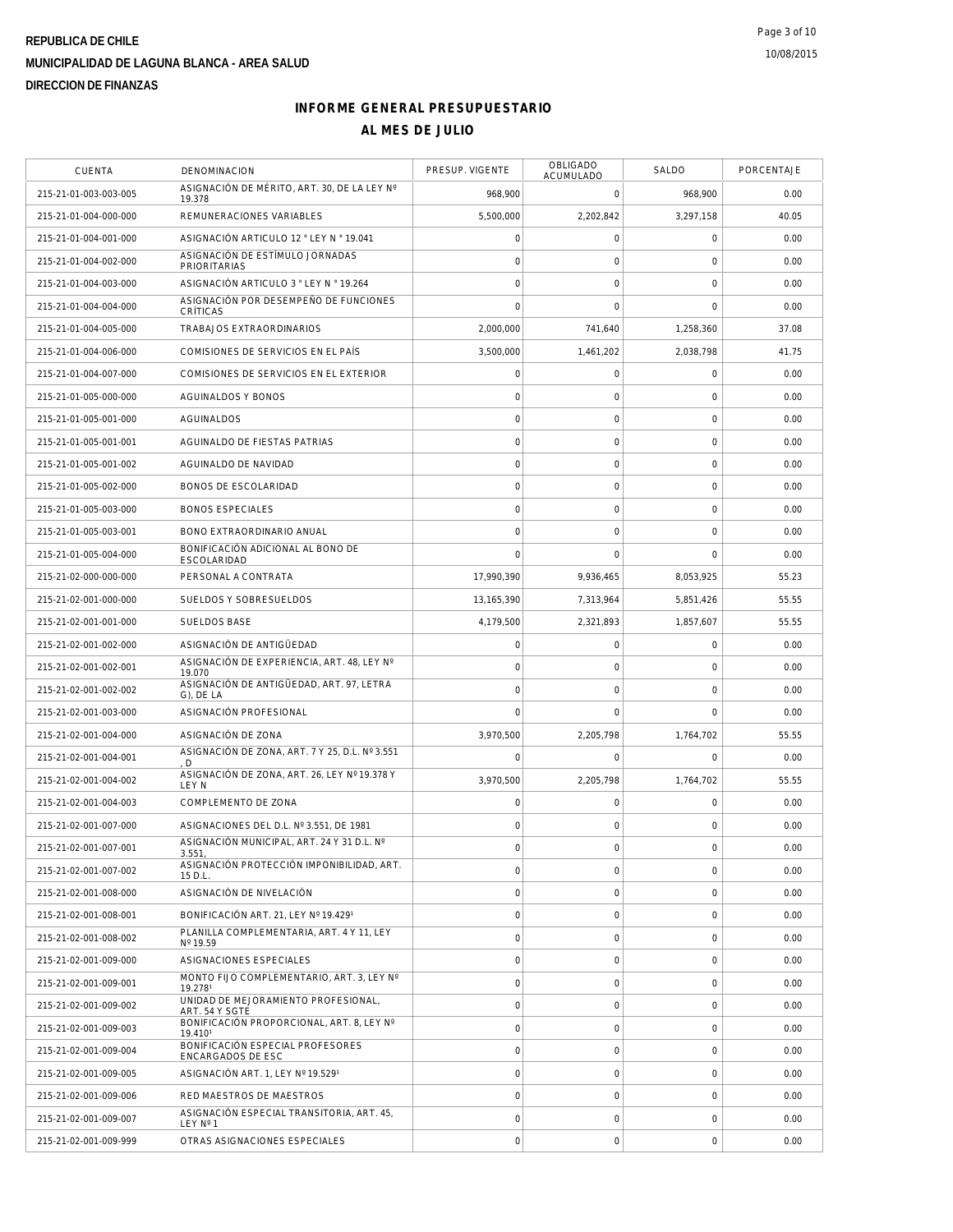**REPUBLICA DE CHILE**

**MUNICIPALIDAD DE LAGUNA BLANCA - AREA SALUD**

**DIRECCION DE FINANZAS**

## INFORME GENERAL PRESUPUESTARIO

## AL MES DE JULIO

| CUENTA | DENOMINACION | PRESUP. VIGENTE | OBLIGADO ACUMULADO | SALDO | PORCENTAJE |
|---|---|---|---|---|---|
| 215-21-01-003-003-005 | ASIGNACIÓN DE MÉRITO, ART. 30, DE LA LEY Nº 19.378 | 968,900 | 0 | 968,900 | 0.00 |
| 215-21-01-004-000-000 | REMUNERACIONES VARIABLES | 5,500,000 | 2,202,842 | 3,297,158 | 40.05 |
| 215-21-01-004-001-000 | ASIGNACIÓN ARTICULO 12 ° LEY N ° 19.041 | 0 | 0 | 0 | 0.00 |
| 215-21-01-004-002-000 | ASIGNACIÓN DE ESTÍMULO JORNADAS PRIORITARIAS | 0 | 0 | 0 | 0.00 |
| 215-21-01-004-003-000 | ASIGNACIÓN ARTICULO 3 ° LEY N ° 19.264 | 0 | 0 | 0 | 0.00 |
| 215-21-01-004-004-000 | ASIGNACIÓN POR DESEMPEÑO DE FUNCIONES CRÍTICAS | 0 | 0 | 0 | 0.00 |
| 215-21-01-004-005-000 | TRABAJOS EXTRAORDINARIOS | 2,000,000 | 741,640 | 1,258,360 | 37.08 |
| 215-21-01-004-006-000 | COMISIONES DE SERVICIOS EN EL PAÍS | 3,500,000 | 1,461,202 | 2,038,798 | 41.75 |
| 215-21-01-004-007-000 | COMISIONES DE SERVICIOS EN EL EXTERIOR | 0 | 0 | 0 | 0.00 |
| 215-21-01-005-000-000 | AGUINALDOS Y BONOS | 0 | 0 | 0 | 0.00 |
| 215-21-01-005-001-000 | AGUINALDOS | 0 | 0 | 0 | 0.00 |
| 215-21-01-005-001-001 | AGUINALDO DE FIESTAS PATRIAS | 0 | 0 | 0 | 0.00 |
| 215-21-01-005-001-002 | AGUINALDO DE NAVIDAD | 0 | 0 | 0 | 0.00 |
| 215-21-01-005-002-000 | BONOS DE ESCOLARIDAD | 0 | 0 | 0 | 0.00 |
| 215-21-01-005-003-000 | BONOS ESPECIALES | 0 | 0 | 0 | 0.00 |
| 215-21-01-005-003-001 | BONO EXTRAORDINARIO ANUAL | 0 | 0 | 0 | 0.00 |
| 215-21-01-005-004-000 | BONIFICACIÓN ADICIONAL AL BONO DE ESCOLARIDAD | 0 | 0 | 0 | 0.00 |
| 215-21-02-000-000-000 | PERSONAL A CONTRATA | 17,990,390 | 9,936,465 | 8,053,925 | 55.23 |
| 215-21-02-001-000-000 | SUELDOS Y SOBRESUELDOS | 13,165,390 | 7,313,964 | 5,851,426 | 55.55 |
| 215-21-02-001-001-000 | SUELDOS BASE | 4,179,500 | 2,321,893 | 1,857,607 | 55.55 |
| 215-21-02-001-002-000 | ASIGNACIÓN DE ANTIGÜEDAD | 0 | 0 | 0 | 0.00 |
| 215-21-02-001-002-001 | ASIGNACIÓN DE EXPERIENCIA, ART. 48, LEY Nº 19.070 | 0 | 0 | 0 | 0.00 |
| 215-21-02-001-002-002 | ASIGNACIÓN DE ANTIGÜEDAD, ART. 97, LETRA G), DE LA | 0 | 0 | 0 | 0.00 |
| 215-21-02-001-003-000 | ASIGNACIÓN PROFESIONAL | 0 | 0 | 0 | 0.00 |
| 215-21-02-001-004-000 | ASIGNACIÓN DE ZONA | 3,970,500 | 2,205,798 | 1,764,702 | 55.55 |
| 215-21-02-001-004-001 | ASIGNACIÓN DE ZONA, ART. 7 Y 25, D.L. Nº 3.551 , D | 0 | 0 | 0 | 0.00 |
| 215-21-02-001-004-002 | ASIGNACIÓN DE ZONA, ART. 26, LEY Nº 19.378 Y LEY N | 3,970,500 | 2,205,798 | 1,764,702 | 55.55 |
| 215-21-02-001-004-003 | COMPLEMENTO DE ZONA | 0 | 0 | 0 | 0.00 |
| 215-21-02-001-007-000 | ASIGNACIONES DEL D.L. Nº 3.551, DE 1981 | 0 | 0 | 0 | 0.00 |
| 215-21-02-001-007-001 | ASIGNACIÓN MUNICIPAL, ART. 24 Y 31 D.L. Nº 3.551, | 0 | 0 | 0 | 0.00 |
| 215-21-02-001-007-002 | ASIGNACIÓN PROTECCIÓN IMPONIBILIDAD, ART. 15 D.L. | 0 | 0 | 0 | 0.00 |
| 215-21-02-001-008-000 | ASIGNACIÓN DE NIVELACIÓN | 0 | 0 | 0 | 0.00 |
| 215-21-02-001-008-001 | BONIFICACIÓN ART. 21, LEY Nº 19.429¹ | 0 | 0 | 0 | 0.00 |
| 215-21-02-001-008-002 | PLANILLA COMPLEMENTARIA, ART. 4 Y 11, LEY Nº 19.59 | 0 | 0 | 0 | 0.00 |
| 215-21-02-001-009-000 | ASIGNACIONES ESPECIALES | 0 | 0 | 0 | 0.00 |
| 215-21-02-001-009-001 | MONTO FIJO COMPLEMENTARIO, ART. 3, LEY Nº 19.278¹ | 0 | 0 | 0 | 0.00 |
| 215-21-02-001-009-002 | UNIDAD DE MEJORAMIENTO PROFESIONAL, ART. 54 Y SGTE | 0 | 0 | 0 | 0.00 |
| 215-21-02-001-009-003 | BONIFICACIÓN PROPORCIONAL, ART. 8, LEY Nº 19.410¹ | 0 | 0 | 0 | 0.00 |
| 215-21-02-001-009-004 | BONIFICACIÓN ESPECIAL PROFESORES ENCARGADOS DE ESC | 0 | 0 | 0 | 0.00 |
| 215-21-02-001-009-005 | ASIGNACIÓN ART. 1, LEY Nº 19.529¹ | 0 | 0 | 0 | 0.00 |
| 215-21-02-001-009-006 | RED MAESTROS DE MAESTROS | 0 | 0 | 0 | 0.00 |
| 215-21-02-001-009-007 | ASIGNACIÓN ESPECIAL TRANSITORIA, ART. 45, LEY Nº 1 | 0 | 0 | 0 | 0.00 |
| 215-21-02-001-009-999 | OTRAS ASIGNACIONES ESPECIALES | 0 | 0 | 0 | 0.00 |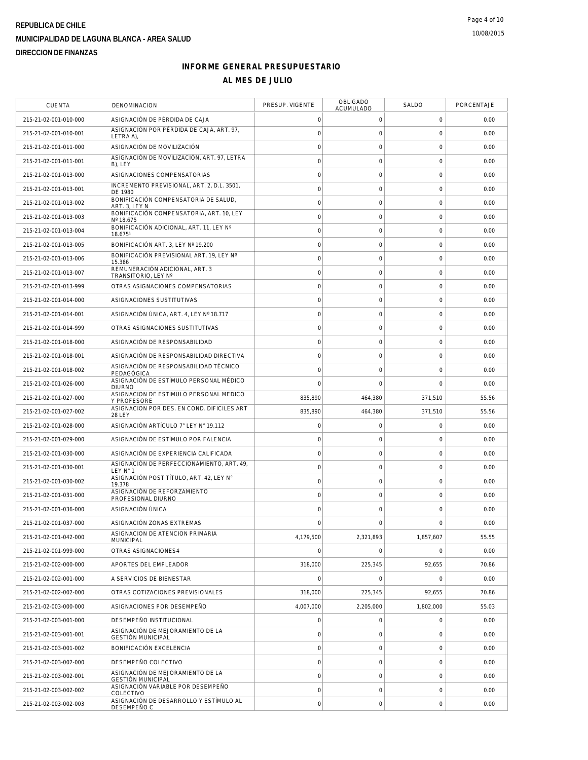**REPUBLICA DE CHILE**

**MUNICIPALIDAD DE LAGUNA BLANCA - AREA SALUD**

**DIRECCION DE FINANZAS**

# INFORME GENERAL PRESUPUESTARIO

## AL MES DE JULIO

| CUENTA | DENOMINACION | PRESUP. VIGENTE | OBLIGADO ACUMULADO | SALDO | PORCENTAJE |
|---|---|---|---|---|---|
| 215-21-02-001-010-000 | ASIGNACIÓN DE PÉRDIDA DE CAJA | 0 | 0 | 0 | 0.00 |
| 215-21-02-001-010-001 | ASIGNACIÓN POR PÉRDIDA DE CAJA, ART. 97, LETRA A), | 0 | 0 | 0 | 0.00 |
| 215-21-02-001-011-000 | ASIGNACIÓN DE MOVILIZACIÓN | 0 | 0 | 0 | 0.00 |
| 215-21-02-001-011-001 | ASIGNACIÓN DE MOVILIZACIÓN, ART. 97, LETRA B), LEY | 0 | 0 | 0 | 0.00 |
| 215-21-02-001-013-000 | ASIGNACIONES COMPENSATORIAS | 0 | 0 | 0 | 0.00 |
| 215-21-02-001-013-001 | INCREMENTO PREVISIONAL, ART. 2, D.L. 3501, DE 1980 | 0 | 0 | 0 | 0.00 |
| 215-21-02-001-013-002 | BONIFICACIÓN COMPENSATORIA DE SALUD, ART. 3, LEY N | 0 | 0 | 0 | 0.00 |
| 215-21-02-001-013-003 | BONIFICACIÓN COMPENSATORIA, ART. 10, LEY Nº 18.675 | 0 | 0 | 0 | 0.00 |
| 215-21-02-001-013-004 | BONIFICACIÓN ADICIONAL, ART. 11, LEY Nº 18.675¹ | 0 | 0 | 0 | 0.00 |
| 215-21-02-001-013-005 | BONIFICACIÓN ART. 3, LEY Nº 19.200 | 0 | 0 | 0 | 0.00 |
| 215-21-02-001-013-006 | BONIFICACIÓN PREVISIONAL ART. 19, LEY Nº 15.386 | 0 | 0 | 0 | 0.00 |
| 215-21-02-001-013-007 | REMUNERACIÓN ADICIONAL, ART. 3 TRANSITORIO, LEY Nº | 0 | 0 | 0 | 0.00 |
| 215-21-02-001-013-999 | OTRAS ASIGNACIONES COMPENSATORIAS | 0 | 0 | 0 | 0.00 |
| 215-21-02-001-014-000 | ASIGNACIONES SUSTITUTIVAS | 0 | 0 | 0 | 0.00 |
| 215-21-02-001-014-001 | ASIGNACIÓN ÚNICA, ART. 4, LEY Nº 18.717 | 0 | 0 | 0 | 0.00 |
| 215-21-02-001-014-999 | OTRAS ASIGNACIONES SUSTITUTIVAS | 0 | 0 | 0 | 0.00 |
| 215-21-02-001-018-000 | ASIGNACIÓN DE RESPONSABILIDAD | 0 | 0 | 0 | 0.00 |
| 215-21-02-001-018-001 | ASIGNACIÓN DE RESPONSABILIDAD DIRECTIVA | 0 | 0 | 0 | 0.00 |
| 215-21-02-001-018-002 | ASIGNACIÓN DE RESPONSABILIDAD TÉCNICO PEDAGÓGICA | 0 | 0 | 0 | 0.00 |
| 215-21-02-001-026-000 | ASIGNACIÓN DE ESTÍMULO PERSONAL MÉDICO DIURNO | 0 | 0 | 0 | 0.00 |
| 215-21-02-001-027-000 | ASIGNACION DE ESTIMULO PERSONAL MEDICO Y PROFESORE | 835,890 | 464,380 | 371,510 | 55.56 |
| 215-21-02-001-027-002 | ASIGNACION POR DES. EN COND. DIFICILES ART 28 LEY | 835,890 | 464,380 | 371,510 | 55.56 |
| 215-21-02-001-028-000 | ASIGNACIÓN ARTÍCULO 7° LEY N° 19.112 | 0 | 0 | 0 | 0.00 |
| 215-21-02-001-029-000 | ASIGNACIÓN DE ESTÍMULO POR FALENCIA | 0 | 0 | 0 | 0.00 |
| 215-21-02-001-030-000 | ASIGNACIÓN DE EXPERIENCIA CALIFICADA | 0 | 0 | 0 | 0.00 |
| 215-21-02-001-030-001 | ASIGNACIÓN DE PERFECCIONAMIENTO, ART. 49, LEY N° 1 | 0 | 0 | 0 | 0.00 |
| 215-21-02-001-030-002 | ASIGNACIÓN POST TÍTULO, ART. 42, LEY N° 19.378 | 0 | 0 | 0 | 0.00 |
| 215-21-02-001-031-000 | ASIGNACIÓN DE REFORZAMIENTO PROFESIONAL DIURNO | 0 | 0 | 0 | 0.00 |
| 215-21-02-001-036-000 | ASIGNACIÓN ÚNICA | 0 | 0 | 0 | 0.00 |
| 215-21-02-001-037-000 | ASIGNACIÓN ZONAS EXTREMAS | 0 | 0 | 0 | 0.00 |
| 215-21-02-001-042-000 | ASIGNACION DE ATENCION PRIMARIA MUNICIPAL | 4,179,500 | 2,321,893 | 1,857,607 | 55.55 |
| 215-21-02-001-999-000 | OTRAS ASIGNACIONES4 | 0 | 0 | 0 | 0.00 |
| 215-21-02-002-000-000 | APORTES DEL EMPLEADOR | 318,000 | 225,345 | 92,655 | 70.86 |
| 215-21-02-002-001-000 | A SERVICIOS DE BIENESTAR | 0 | 0 | 0 | 0.00 |
| 215-21-02-002-002-000 | OTRAS COTIZACIONES PREVISIONALES | 318,000 | 225,345 | 92,655 | 70.86 |
| 215-21-02-003-000-000 | ASIGNACIONES POR DESEMPEÑO | 4,007,000 | 2,205,000 | 1,802,000 | 55.03 |
| 215-21-02-003-001-000 | DESEMPEÑO INSTITUCIONAL | 0 | 0 | 0 | 0.00 |
| 215-21-02-003-001-001 | ASIGNACIÓN DE MEJORAMIENTO DE LA GESTIÓN MUNICIPAL | 0 | 0 | 0 | 0.00 |
| 215-21-02-003-001-002 | BONIFICACIÓN EXCELENCIA | 0 | 0 | 0 | 0.00 |
| 215-21-02-003-002-000 | DESEMPEÑO COLECTIVO | 0 | 0 | 0 | 0.00 |
| 215-21-02-003-002-001 | ASIGNACIÓN DE MEJORAMIENTO DE LA GESTIÓN MUNICIPAL | 0 | 0 | 0 | 0.00 |
| 215-21-02-003-002-002 | ASIGNACIÓN VARIABLE POR DESEMPEÑO COLECTIVO | 0 | 0 | 0 | 0.00 |
| 215-21-02-003-002-003 | ASIGNACIÓN DE DESARROLLO Y ESTÍMULO AL DESEMPEÑO C | 0 | 0 | 0 | 0.00 |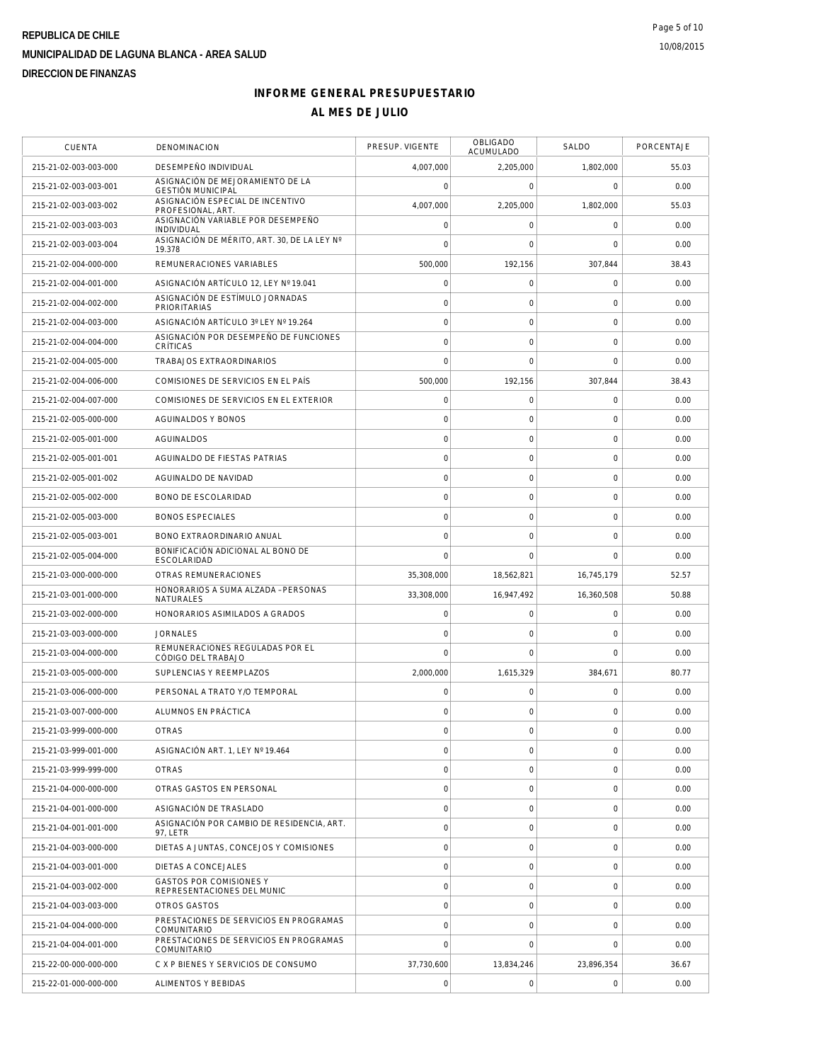REPUBLICA DE CHILE
MUNICIPALIDAD DE LAGUNA BLANCA - AREA SALUD
DIRECCION DE FINANZAS

# INFORME GENERAL PRESUPUESTARIO
## AL MES DE JULIO

| CUENTA | DENOMINACION | PRESUP. VIGENTE | OBLIGADO ACUMULADO | SALDO | PORCENTAJE |
|---|---|---|---|---|---|
| 215-21-02-003-003-000 | DESEMPEÑO INDIVIDUAL | 4,007,000 | 2,205,000 | 1,802,000 | 55.03 |
| 215-21-02-003-003-001 | ASIGNACIÓN DE MEJORAMIENTO DE LA GESTIÓN MUNICIPAL | 0 | 0 | 0 | 0.00 |
| 215-21-02-003-003-002 | ASIGNACIÓN ESPECIAL DE INCENTIVO PROFESIONAL, ART. | 4,007,000 | 2,205,000 | 1,802,000 | 55.03 |
| 215-21-02-003-003-003 | ASIGNACIÓN VARIABLE POR DESEMPEÑO INDIVIDUAL | 0 | 0 | 0 | 0.00 |
| 215-21-02-003-003-004 | ASIGNACIÓN DE MÉRITO, ART. 30, DE LA LEY Nº 19.378 | 0 | 0 | 0 | 0.00 |
| 215-21-02-004-000-000 | REMUNERACIONES VARIABLES | 500,000 | 192,156 | 307,844 | 38.43 |
| 215-21-02-004-001-000 | ASIGNACIÓN ARTÍCULO 12, LEY Nº 19.041 | 0 | 0 | 0 | 0.00 |
| 215-21-02-004-002-000 | ASIGNACIÓN DE ESTÍMULO JORNADAS PRIORITARIAS | 0 | 0 | 0 | 0.00 |
| 215-21-02-004-003-000 | ASIGNACIÓN ARTÍCULO 3º LEY Nº 19.264 | 0 | 0 | 0 | 0.00 |
| 215-21-02-004-004-000 | ASIGNACIÓN POR DESEMPEÑO DE FUNCIONES CRÍTICAS | 0 | 0 | 0 | 0.00 |
| 215-21-02-004-005-000 | TRABAJOS EXTRAORDINARIOS | 0 | 0 | 0 | 0.00 |
| 215-21-02-004-006-000 | COMISIONES DE SERVICIOS EN EL PAÍS | 500,000 | 192,156 | 307,844 | 38.43 |
| 215-21-02-004-007-000 | COMISIONES DE SERVICIOS EN EL EXTERIOR | 0 | 0 | 0 | 0.00 |
| 215-21-02-005-000-000 | AGUINALDOS Y BONOS | 0 | 0 | 0 | 0.00 |
| 215-21-02-005-001-000 | AGUINALDOS | 0 | 0 | 0 | 0.00 |
| 215-21-02-005-001-001 | AGUINALDO DE FIESTAS PATRIAS | 0 | 0 | 0 | 0.00 |
| 215-21-02-005-001-002 | AGUINALDO DE NAVIDAD | 0 | 0 | 0 | 0.00 |
| 215-21-02-005-002-000 | BONO DE ESCOLARIDAD | 0 | 0 | 0 | 0.00 |
| 215-21-02-005-003-000 | BONOS ESPECIALES | 0 | 0 | 0 | 0.00 |
| 215-21-02-005-003-001 | BONO EXTRAORDINARIO ANUAL | 0 | 0 | 0 | 0.00 |
| 215-21-02-005-004-000 | BONIFICACIÓN ADICIONAL AL BONO DE ESCOLARIDAD | 0 | 0 | 0 | 0.00 |
| 215-21-03-000-000-000 | OTRAS REMUNERACIONES | 35,308,000 | 18,562,821 | 16,745,179 | 52.57 |
| 215-21-03-001-000-000 | HONORARIOS A SUMA ALZADA –PERSONAS NATURALES | 33,308,000 | 16,947,492 | 16,360,508 | 50.88 |
| 215-21-03-002-000-000 | HONORARIOS ASIMILADOS A GRADOS | 0 | 0 | 0 | 0.00 |
| 215-21-03-003-000-000 | JORNALES | 0 | 0 | 0 | 0.00 |
| 215-21-03-004-000-000 | REMUNERACIONES REGULADAS POR EL CÓDIGO DEL TRABAJO | 0 | 0 | 0 | 0.00 |
| 215-21-03-005-000-000 | SUPLENCIAS Y REEMPLAZOS | 2,000,000 | 1,615,329 | 384,671 | 80.77 |
| 215-21-03-006-000-000 | PERSONAL A TRATO Y/O TEMPORAL | 0 | 0 | 0 | 0.00 |
| 215-21-03-007-000-000 | ALUMNOS EN PRÁCTICA | 0 | 0 | 0 | 0.00 |
| 215-21-03-999-000-000 | OTRAS | 0 | 0 | 0 | 0.00 |
| 215-21-03-999-001-000 | ASIGNACIÓN ART. 1, LEY Nº 19.464 | 0 | 0 | 0 | 0.00 |
| 215-21-03-999-999-000 | OTRAS | 0 | 0 | 0 | 0.00 |
| 215-21-04-000-000-000 | OTRAS GASTOS EN PERSONAL | 0 | 0 | 0 | 0.00 |
| 215-21-04-001-000-000 | ASIGNACIÓN DE TRASLADO | 0 | 0 | 0 | 0.00 |
| 215-21-04-001-001-000 | ASIGNACIÓN POR CAMBIO DE RESIDENCIA, ART. 97, LETR | 0 | 0 | 0 | 0.00 |
| 215-21-04-003-000-000 | DIETAS A JUNTAS, CONCEJOS Y COMISIONES | 0 | 0 | 0 | 0.00 |
| 215-21-04-003-001-000 | DIETAS A CONCEJALES | 0 | 0 | 0 | 0.00 |
| 215-21-04-003-002-000 | GASTOS POR COMISIONES Y REPRESENTACIONES DEL MUNIC | 0 | 0 | 0 | 0.00 |
| 215-21-04-003-003-000 | OTROS GASTOS | 0 | 0 | 0 | 0.00 |
| 215-21-04-004-000-000 | PRESTACIONES DE SERVICIOS EN PROGRAMAS COMUNITARIO | 0 | 0 | 0 | 0.00 |
| 215-21-04-004-001-000 | PRESTACIONES DE SERVICIOS EN PROGRAMAS COMUNITARIO | 0 | 0 | 0 | 0.00 |
| 215-22-00-000-000-000 | C X P BIENES Y SERVICIOS DE CONSUMO | 37,730,600 | 13,834,246 | 23,896,354 | 36.67 |
| 215-22-01-000-000-000 | ALIMENTOS Y BEBIDAS | 0 | 0 | 0 | 0.00 |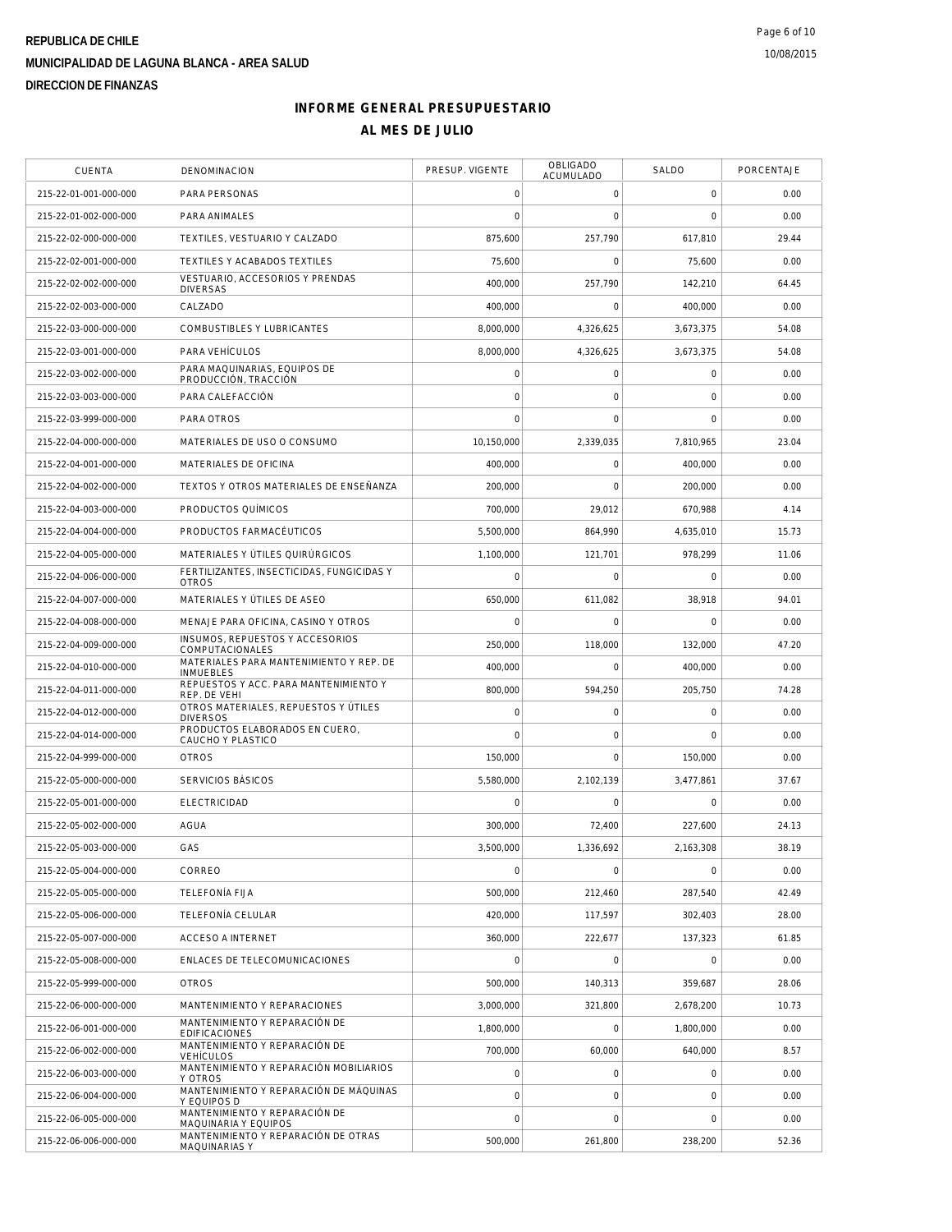**REPUBLICA DE CHILE**
**MUNICIPALIDAD DE LAGUNA BLANCA - AREA SALUD**
**DIRECCION DE FINANZAS**

# INFORME GENERAL PRESUPUESTARIO
## AL MES DE JULIO

| CUENTA | DENOMINACION | PRESUP. VIGENTE | OBLIGADO ACUMULADO | SALDO | PORCENTAJE |
|---|---|---|---|---|---|
| 215-22-01-001-000-000 | PARA PERSONAS | 0 | 0 | 0 | 0.00 |
| 215-22-01-002-000-000 | PARA ANIMALES | 0 | 0 | 0 | 0.00 |
| 215-22-02-000-000-000 | TEXTILES, VESTUARIO Y CALZADO | 875,600 | 257,790 | 617,810 | 29.44 |
| 215-22-02-001-000-000 | TEXTILES Y ACABADOS TEXTILES | 75,600 | 0 | 75,600 | 0.00 |
| 215-22-02-002-000-000 | VESTUARIO, ACCESORIOS Y PRENDAS DIVERSAS | 400,000 | 257,790 | 142,210 | 64.45 |
| 215-22-02-003-000-000 | CALZADO | 400,000 | 0 | 400,000 | 0.00 |
| 215-22-03-000-000-000 | COMBUSTIBLES Y LUBRICANTES | 8,000,000 | 4,326,625 | 3,673,375 | 54.08 |
| 215-22-03-001-000-000 | PARA VEHÍCULOS | 8,000,000 | 4,326,625 | 3,673,375 | 54.08 |
| 215-22-03-002-000-000 | PARA MAQUINARIAS, EQUIPOS DE PRODUCCIÓN, TRACCIÓN | 0 | 0 | 0 | 0.00 |
| 215-22-03-003-000-000 | PARA CALEFACCIÓN | 0 | 0 | 0 | 0.00 |
| 215-22-03-999-000-000 | PARA OTROS | 0 | 0 | 0 | 0.00 |
| 215-22-04-000-000-000 | MATERIALES DE USO O CONSUMO | 10,150,000 | 2,339,035 | 7,810,965 | 23.04 |
| 215-22-04-001-000-000 | MATERIALES DE OFICINA | 400,000 | 0 | 400,000 | 0.00 |
| 215-22-04-002-000-000 | TEXTOS Y OTROS MATERIALES DE ENSEÑANZA | 200,000 | 0 | 200,000 | 0.00 |
| 215-22-04-003-000-000 | PRODUCTOS QUÍMICOS | 700,000 | 29,012 | 670,988 | 4.14 |
| 215-22-04-004-000-000 | PRODUCTOS FARMACÉUTICOS | 5,500,000 | 864,990 | 4,635,010 | 15.73 |
| 215-22-04-005-000-000 | MATERIALES Y ÚTILES QUIRÚRGICOS | 1,100,000 | 121,701 | 978,299 | 11.06 |
| 215-22-04-006-000-000 | FERTILIZANTES, INSECTICIDAS, FUNGICIDAS Y OTROS | 0 | 0 | 0 | 0.00 |
| 215-22-04-007-000-000 | MATERIALES Y ÚTILES DE ASEO | 650,000 | 611,082 | 38,918 | 94.01 |
| 215-22-04-008-000-000 | MENAJE PARA OFICINA, CASINO Y OTROS | 0 | 0 | 0 | 0.00 |
| 215-22-04-009-000-000 | INSUMOS, REPUESTOS Y ACCESORIOS COMPUTACIONALES | 250,000 | 118,000 | 132,000 | 47.20 |
| 215-22-04-010-000-000 | MATERIALES PARA MANTENIMIENTO Y REP. DE INMUEBLES | 400,000 | 0 | 400,000 | 0.00 |
| 215-22-04-011-000-000 | REPUESTOS Y ACC. PARA MANTENIMIENTO Y REP. DE VEHI | 800,000 | 594,250 | 205,750 | 74.28 |
| 215-22-04-012-000-000 | OTROS MATERIALES, REPUESTOS Y ÚTILES DIVERSOS | 0 | 0 | 0 | 0.00 |
| 215-22-04-014-000-000 | PRODUCTOS ELABORADOS EN CUERO, CAUCHO Y PLASTICO | 0 | 0 | 0 | 0.00 |
| 215-22-04-999-000-000 | OTROS | 150,000 | 0 | 150,000 | 0.00 |
| 215-22-05-000-000-000 | SERVICIOS BÁSICOS | 5,580,000 | 2,102,139 | 3,477,861 | 37.67 |
| 215-22-05-001-000-000 | ELECTRICIDAD | 0 | 0 | 0 | 0.00 |
| 215-22-05-002-000-000 | AGUA | 300,000 | 72,400 | 227,600 | 24.13 |
| 215-22-05-003-000-000 | GAS | 3,500,000 | 1,336,692 | 2,163,308 | 38.19 |
| 215-22-05-004-000-000 | CORREO | 0 | 0 | 0 | 0.00 |
| 215-22-05-005-000-000 | TELEFONÍA FIJA | 500,000 | 212,460 | 287,540 | 42.49 |
| 215-22-05-006-000-000 | TELEFONÍA CELULAR | 420,000 | 117,597 | 302,403 | 28.00 |
| 215-22-05-007-000-000 | ACCESO A INTERNET | 360,000 | 222,677 | 137,323 | 61.85 |
| 215-22-05-008-000-000 | ENLACES DE TELECOMUNICACIONES | 0 | 0 | 0 | 0.00 |
| 215-22-05-999-000-000 | OTROS | 500,000 | 140,313 | 359,687 | 28.06 |
| 215-22-06-000-000-000 | MANTENIMIENTO Y REPARACIONES | 3,000,000 | 321,800 | 2,678,200 | 10.73 |
| 215-22-06-001-000-000 | MANTENIMIENTO Y REPARACIÓN DE EDIFICACIONES | 1,800,000 | 0 | 1,800,000 | 0.00 |
| 215-22-06-002-000-000 | MANTENIMIENTO Y REPARACIÓN DE VEHÍCULOS | 700,000 | 60,000 | 640,000 | 8.57 |
| 215-22-06-003-000-000 | MANTENIMIENTO Y REPARACIÓN MOBILIARIOS Y OTROS | 0 | 0 | 0 | 0.00 |
| 215-22-06-004-000-000 | MANTENIMIENTO Y REPARACIÓN DE MÁQUINAS Y EQUIPOS D | 0 | 0 | 0 | 0.00 |
| 215-22-06-005-000-000 | MANTENIMIENTO Y REPARACIÓN DE MAQUINARIA Y EQUIPOS | 0 | 0 | 0 | 0.00 |
| 215-22-06-006-000-000 | MANTENIMIENTO Y REPARACIÓN DE OTRAS MAQUINARIAS Y | 500,000 | 261,800 | 238,200 | 52.36 |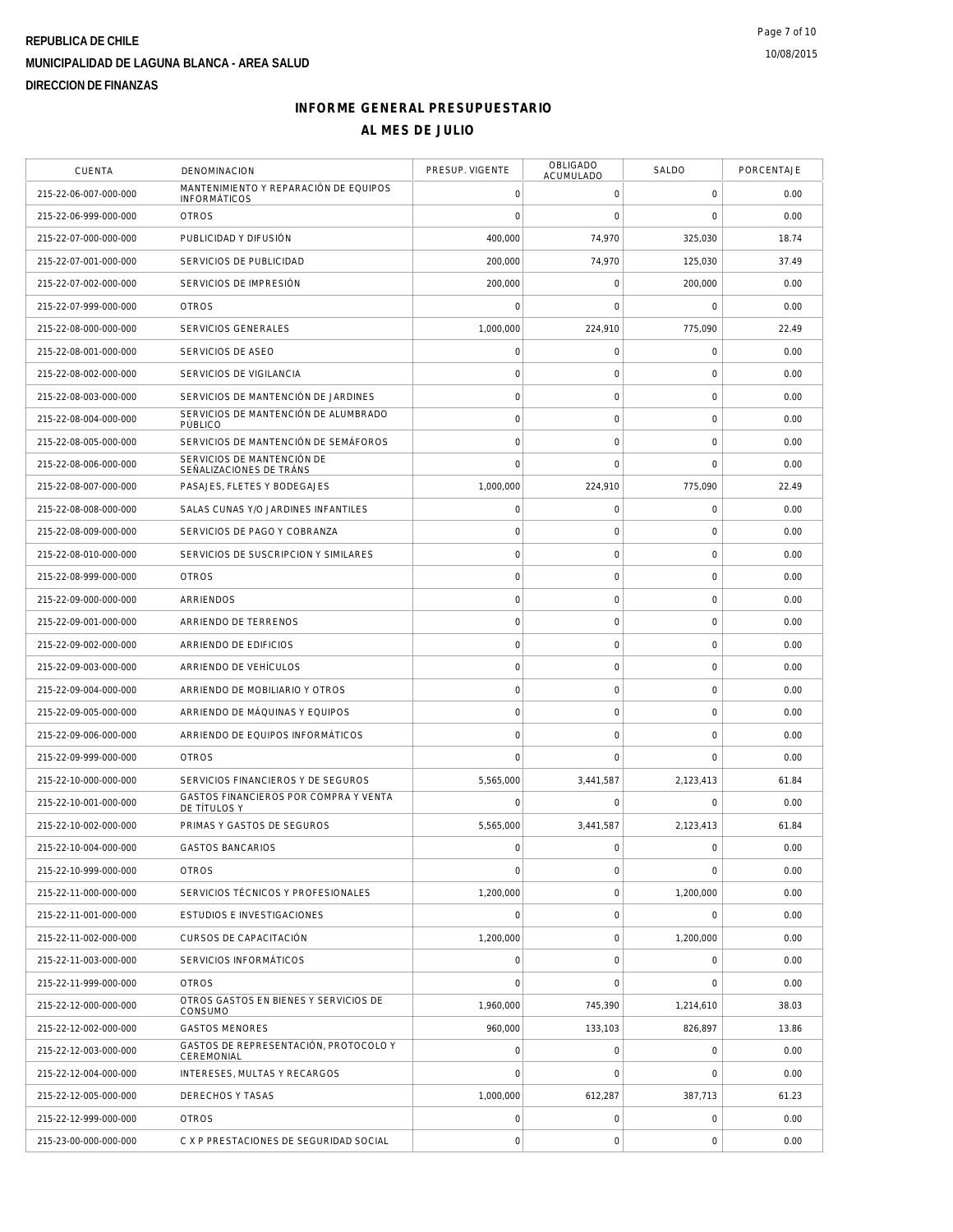REPUBLICA DE CHILE

MUNICIPALIDAD DE LAGUNA BLANCA - AREA SALUD

DIRECCION DE FINANZAS

# INFORME GENERAL PRESUPUESTARIO

## AL MES DE JULIO

| CUENTA | DENOMINACION | PRESUP. VIGENTE | OBLIGADO ACUMULADO | SALDO | PORCENTAJE |
|---|---|---|---|---|---|
| 215-22-06-007-000-000 | MANTENIMIENTO Y REPARACIÓN DE EQUIPOS INFORMÁTICOS | 0 | 0 | 0 | 0.00 |
| 215-22-06-999-000-000 | OTROS | 0 | 0 | 0 | 0.00 |
| 215-22-07-000-000-000 | PUBLICIDAD Y DIFUSIÓN | 400,000 | 74,970 | 325,030 | 18.74 |
| 215-22-07-001-000-000 | SERVICIOS DE PUBLICIDAD | 200,000 | 74,970 | 125,030 | 37.49 |
| 215-22-07-002-000-000 | SERVICIOS DE IMPRESIÓN | 200,000 | 0 | 200,000 | 0.00 |
| 215-22-07-999-000-000 | OTROS | 0 | 0 | 0 | 0.00 |
| 215-22-08-000-000-000 | SERVICIOS GENERALES | 1,000,000 | 224,910 | 775,090 | 22.49 |
| 215-22-08-001-000-000 | SERVICIOS DE ASEO | 0 | 0 | 0 | 0.00 |
| 215-22-08-002-000-000 | SERVICIOS DE VIGILANCIA | 0 | 0 | 0 | 0.00 |
| 215-22-08-003-000-000 | SERVICIOS DE MANTENCIÓN DE JARDINES | 0 | 0 | 0 | 0.00 |
| 215-22-08-004-000-000 | SERVICIOS DE MANTENCIÓN DE ALUMBRADO PÚBLICO | 0 | 0 | 0 | 0.00 |
| 215-22-08-005-000-000 | SERVICIOS DE MANTENCIÓN DE SEMÁFOROS | 0 | 0 | 0 | 0.00 |
| 215-22-08-006-000-000 | SERVICIOS DE MANTENCIÓN DE SEÑALIZACIONES DE TRÁNS | 0 | 0 | 0 | 0.00 |
| 215-22-08-007-000-000 | PASAJES, FLETES Y BODEGAJES | 1,000,000 | 224,910 | 775,090 | 22.49 |
| 215-22-08-008-000-000 | SALAS CUNAS Y/O JARDINES INFANTILES | 0 | 0 | 0 | 0.00 |
| 215-22-08-009-000-000 | SERVICIOS DE PAGO Y COBRANZA | 0 | 0 | 0 | 0.00 |
| 215-22-08-010-000-000 | SERVICIOS DE SUSCRIPCION Y SIMILARES | 0 | 0 | 0 | 0.00 |
| 215-22-08-999-000-000 | OTROS | 0 | 0 | 0 | 0.00 |
| 215-22-09-000-000-000 | ARRIENDOS | 0 | 0 | 0 | 0.00 |
| 215-22-09-001-000-000 | ARRIENDO DE TERRENOS | 0 | 0 | 0 | 0.00 |
| 215-22-09-002-000-000 | ARRIENDO DE EDIFICIOS | 0 | 0 | 0 | 0.00 |
| 215-22-09-003-000-000 | ARRIENDO DE VEHÍCULOS | 0 | 0 | 0 | 0.00 |
| 215-22-09-004-000-000 | ARRIENDO DE MOBILIARIO Y OTROS | 0 | 0 | 0 | 0.00 |
| 215-22-09-005-000-000 | ARRIENDO DE MÁQUINAS Y EQUIPOS | 0 | 0 | 0 | 0.00 |
| 215-22-09-006-000-000 | ARRIENDO DE EQUIPOS INFORMÁTICOS | 0 | 0 | 0 | 0.00 |
| 215-22-09-999-000-000 | OTROS | 0 | 0 | 0 | 0.00 |
| 215-22-10-000-000-000 | SERVICIOS FINANCIEROS Y DE SEGUROS | 5,565,000 | 3,441,587 | 2,123,413 | 61.84 |
| 215-22-10-001-000-000 | GASTOS FINANCIEROS POR COMPRA Y VENTA DE TÍTULOS Y | 0 | 0 | 0 | 0.00 |
| 215-22-10-002-000-000 | PRIMAS Y GASTOS DE SEGUROS | 5,565,000 | 3,441,587 | 2,123,413 | 61.84 |
| 215-22-10-004-000-000 | GASTOS BANCARIOS | 0 | 0 | 0 | 0.00 |
| 215-22-10-999-000-000 | OTROS | 0 | 0 | 0 | 0.00 |
| 215-22-11-000-000-000 | SERVICIOS TÉCNICOS Y PROFESIONALES | 1,200,000 | 0 | 1,200,000 | 0.00 |
| 215-22-11-001-000-000 | ESTUDIOS E INVESTIGACIONES | 0 | 0 | 0 | 0.00 |
| 215-22-11-002-000-000 | CURSOS DE CAPACITACIÓN | 1,200,000 | 0 | 1,200,000 | 0.00 |
| 215-22-11-003-000-000 | SERVICIOS INFORMÁTICOS | 0 | 0 | 0 | 0.00 |
| 215-22-11-999-000-000 | OTROS | 0 | 0 | 0 | 0.00 |
| 215-22-12-000-000-000 | OTROS GASTOS EN BIENES Y SERVICIOS DE CONSUMO | 1,960,000 | 745,390 | 1,214,610 | 38.03 |
| 215-22-12-002-000-000 | GASTOS MENORES | 960,000 | 133,103 | 826,897 | 13.86 |
| 215-22-12-003-000-000 | GASTOS DE REPRESENTACIÓN, PROTOCOLO Y CEREMONIAL | 0 | 0 | 0 | 0.00 |
| 215-22-12-004-000-000 | INTERESES, MULTAS Y RECARGOS | 0 | 0 | 0 | 0.00 |
| 215-22-12-005-000-000 | DERECHOS Y TASAS | 1,000,000 | 612,287 | 387,713 | 61.23 |
| 215-22-12-999-000-000 | OTROS | 0 | 0 | 0 | 0.00 |
| 215-23-00-000-000-000 | C X P PRESTACIONES DE SEGURIDAD SOCIAL | 0 | 0 | 0 | 0.00 |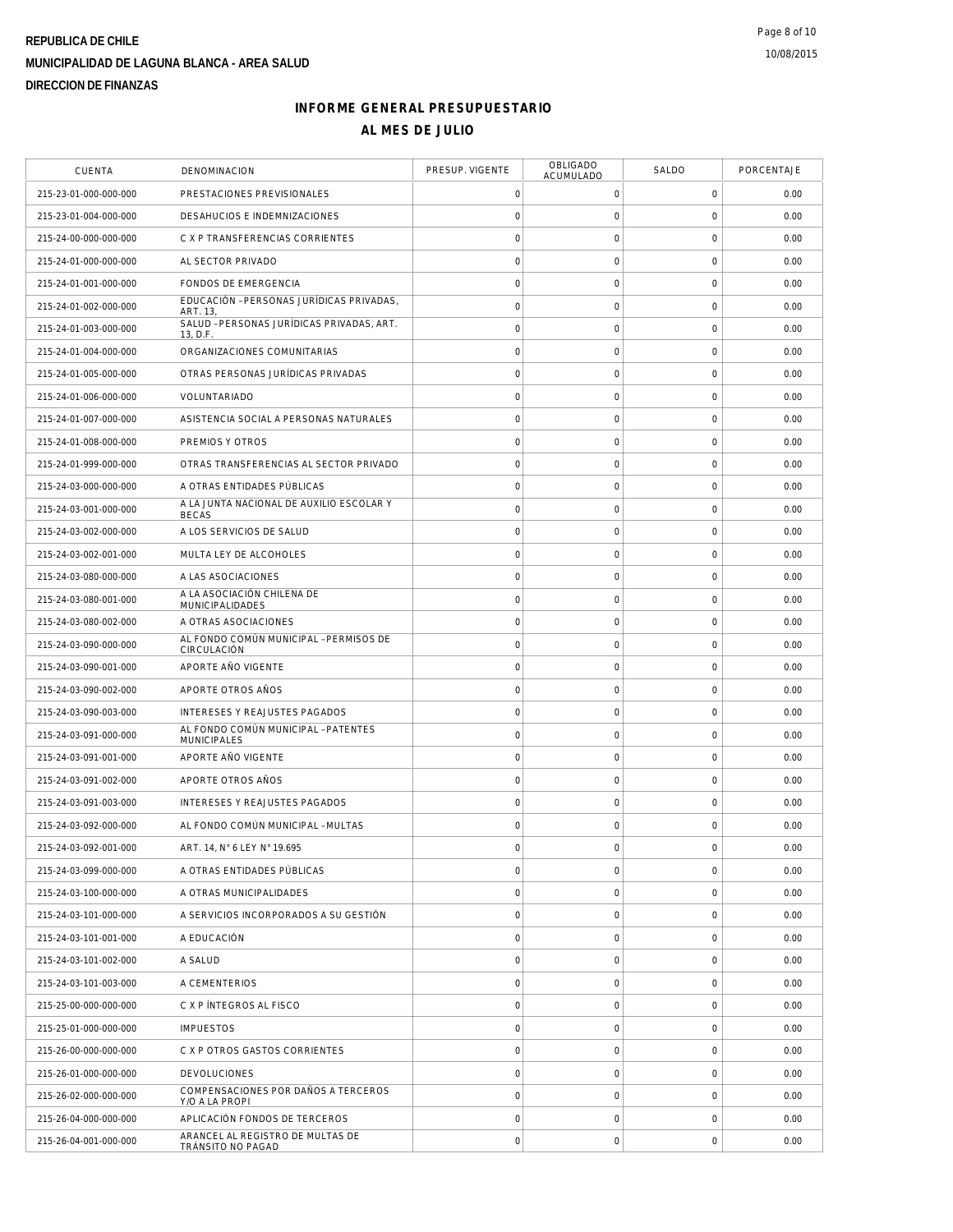**REPUBLICA DE CHILE**

**MUNICIPALIDAD DE LAGUNA BLANCA - AREA SALUD**

**DIRECCION DE FINANZAS**

# INFORME GENERAL PRESUPUESTARIO

## AL MES DE JULIO

| CUENTA | DENOMINACION | PRESUP. VIGENTE | OBLIGADO ACUMULADO | SALDO | PORCENTAJE |
|---|---|---|---|---|---|
| 215-23-01-000-000-000 | PRESTACIONES PREVISIONALES | 0 | 0 | 0 | 0.00 |
| 215-23-01-004-000-000 | DESAHUCIOS E INDEMNIZACIONES | 0 | 0 | 0 | 0.00 |
| 215-24-00-000-000-000 | C X P TRANSFERENCIAS CORRIENTES | 0 | 0 | 0 | 0.00 |
| 215-24-01-000-000-000 | AL SECTOR PRIVADO | 0 | 0 | 0 | 0.00 |
| 215-24-01-001-000-000 | FONDOS DE EMERGENCIA | 0 | 0 | 0 | 0.00 |
| 215-24-01-002-000-000 | EDUCACIÓN –PERSONAS JURÍDICAS PRIVADAS, ART. 13, | 0 | 0 | 0 | 0.00 |
| 215-24-01-003-000-000 | SALUD –PERSONAS JURÍDICAS PRIVADAS, ART. 13, D.F. | 0 | 0 | 0 | 0.00 |
| 215-24-01-004-000-000 | ORGANIZACIONES COMUNITARIAS | 0 | 0 | 0 | 0.00 |
| 215-24-01-005-000-000 | OTRAS PERSONAS JURÍDICAS PRIVADAS | 0 | 0 | 0 | 0.00 |
| 215-24-01-006-000-000 | VOLUNTARIADO | 0 | 0 | 0 | 0.00 |
| 215-24-01-007-000-000 | ASISTENCIA SOCIAL A PERSONAS NATURALES | 0 | 0 | 0 | 0.00 |
| 215-24-01-008-000-000 | PREMIOS Y OTROS | 0 | 0 | 0 | 0.00 |
| 215-24-01-999-000-000 | OTRAS TRANSFERENCIAS AL SECTOR PRIVADO | 0 | 0 | 0 | 0.00 |
| 215-24-03-000-000-000 | A OTRAS ENTIDADES PÚBLICAS | 0 | 0 | 0 | 0.00 |
| 215-24-03-001-000-000 | A LA JUNTA NACIONAL DE AUXILIO ESCOLAR Y BECAS | 0 | 0 | 0 | 0.00 |
| 215-24-03-002-000-000 | A LOS SERVICIOS DE SALUD | 0 | 0 | 0 | 0.00 |
| 215-24-03-002-001-000 | MULTA LEY DE ALCOHOLES | 0 | 0 | 0 | 0.00 |
| 215-24-03-080-000-000 | A LAS ASOCIACIONES | 0 | 0 | 0 | 0.00 |
| 215-24-03-080-001-000 | A LA ASOCIACIÓN CHILENA DE MUNICIPALIDADES | 0 | 0 | 0 | 0.00 |
| 215-24-03-080-002-000 | A OTRAS ASOCIACIONES | 0 | 0 | 0 | 0.00 |
| 215-24-03-090-000-000 | AL FONDO COMÚN MUNICIPAL –PERMISOS DE CIRCULACIÓN | 0 | 0 | 0 | 0.00 |
| 215-24-03-090-001-000 | APORTE AÑO VIGENTE | 0 | 0 | 0 | 0.00 |
| 215-24-03-090-002-000 | APORTE OTROS AÑOS | 0 | 0 | 0 | 0.00 |
| 215-24-03-090-003-000 | INTERESES Y REAJUSTES PAGADOS | 0 | 0 | 0 | 0.00 |
| 215-24-03-091-000-000 | AL FONDO COMÚN MUNICIPAL –PATENTES MUNICIPALES | 0 | 0 | 0 | 0.00 |
| 215-24-03-091-001-000 | APORTE AÑO VIGENTE | 0 | 0 | 0 | 0.00 |
| 215-24-03-091-002-000 | APORTE OTROS AÑOS | 0 | 0 | 0 | 0.00 |
| 215-24-03-091-003-000 | INTERESES Y REAJUSTES PAGADOS | 0 | 0 | 0 | 0.00 |
| 215-24-03-092-000-000 | AL FONDO COMÚN MUNICIPAL –MULTAS | 0 | 0 | 0 | 0.00 |
| 215-24-03-092-001-000 | ART. 14, N° 6 LEY N° 19.695 | 0 | 0 | 0 | 0.00 |
| 215-24-03-099-000-000 | A OTRAS ENTIDADES PÚBLICAS | 0 | 0 | 0 | 0.00 |
| 215-24-03-100-000-000 | A OTRAS MUNICIPALIDADES | 0 | 0 | 0 | 0.00 |
| 215-24-03-101-000-000 | A SERVICIOS INCORPORADOS A SU GESTIÓN | 0 | 0 | 0 | 0.00 |
| 215-24-03-101-001-000 | A EDUCACIÓN | 0 | 0 | 0 | 0.00 |
| 215-24-03-101-002-000 | A SALUD | 0 | 0 | 0 | 0.00 |
| 215-24-03-101-003-000 | A CEMENTERIOS | 0 | 0 | 0 | 0.00 |
| 215-25-00-000-000-000 | C X P ÍNTEGROS AL FISCO | 0 | 0 | 0 | 0.00 |
| 215-25-01-000-000-000 | IMPUESTOS | 0 | 0 | 0 | 0.00 |
| 215-26-00-000-000-000 | C X P OTROS GASTOS CORRIENTES | 0 | 0 | 0 | 0.00 |
| 215-26-01-000-000-000 | DEVOLUCIONES | 0 | 0 | 0 | 0.00 |
| 215-26-02-000-000-000 | COMPENSACIONES POR DAÑOS A TERCEROS Y/O A LA PROPI | 0 | 0 | 0 | 0.00 |
| 215-26-04-000-000-000 | APLICACIÓN FONDOS DE TERCEROS | 0 | 0 | 0 | 0.00 |
| 215-26-04-001-000-000 | ARANCEL AL REGISTRO DE MULTAS DE TRÁNSITO NO PAGAD | 0 | 0 | 0 | 0.00 |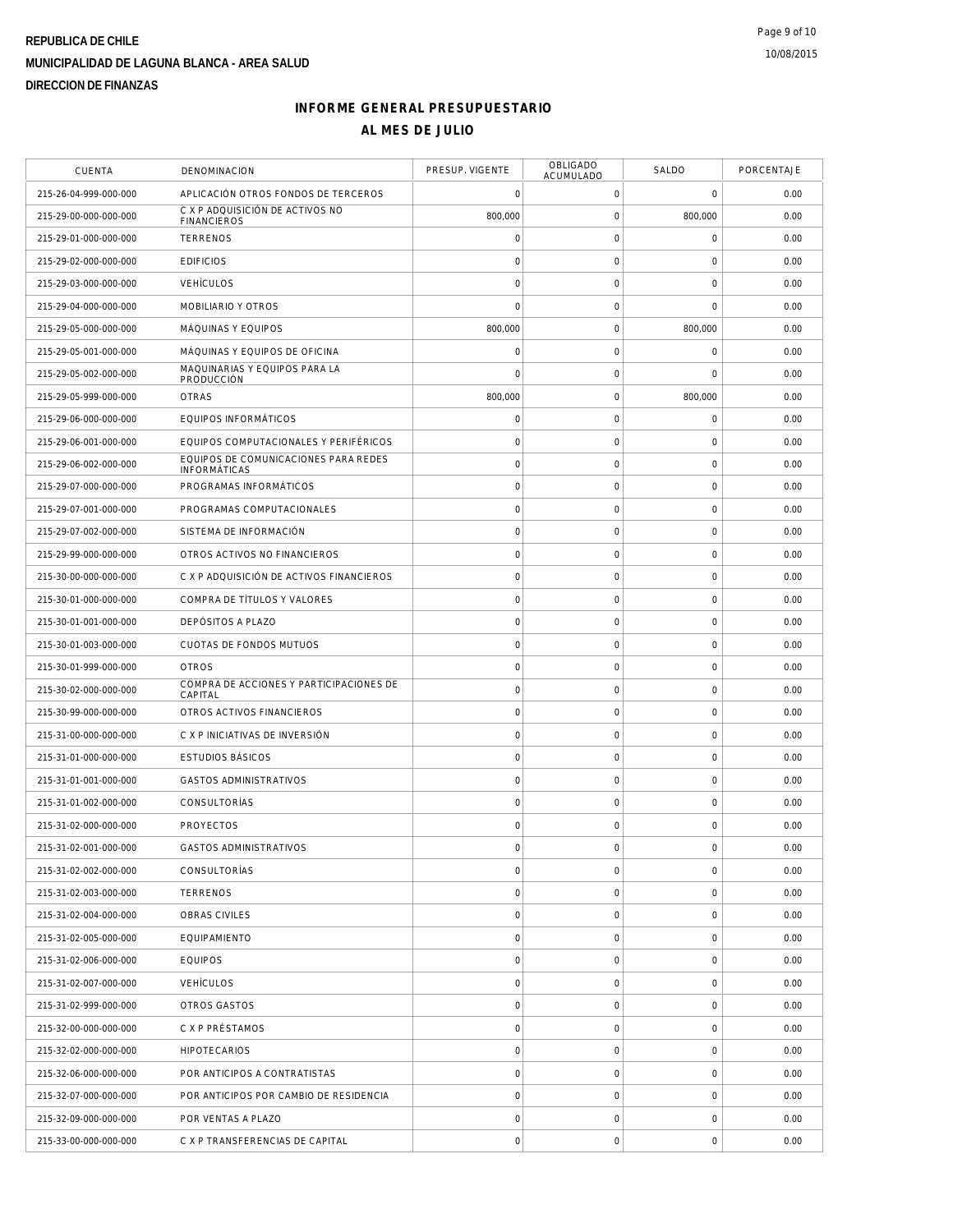**REPUBLICA DE CHILE**

**MUNICIPALIDAD DE LAGUNA BLANCA - AREA SALUD**

**DIRECCION DE FINANZAS**

## INFORME GENERAL PRESUPUESTARIO

## AL MES DE JULIO

| CUENTA | DENOMINACION | PRESUP. VIGENTE | OBLIGADO ACUMULADO | SALDO | PORCENTAJE |
|---|---|---|---|---|---|
| 215-26-04-999-000-000 | APLICACIÓN OTROS FONDOS DE TERCEROS | 0 | 0 | 0 | 0.00 |
| 215-29-00-000-000-000 | C X P ADQUISICIÓN DE ACTIVOS NO FINANCIEROS | 800,000 | 0 | 800,000 | 0.00 |
| 215-29-01-000-000-000 | TERRENOS | 0 | 0 | 0 | 0.00 |
| 215-29-02-000-000-000 | EDIFICIOS | 0 | 0 | 0 | 0.00 |
| 215-29-03-000-000-000 | VEHÍCULOS | 0 | 0 | 0 | 0.00 |
| 215-29-04-000-000-000 | MOBILIARIO Y OTROS | 0 | 0 | 0 | 0.00 |
| 215-29-05-000-000-000 | MÁQUINAS Y EQUIPOS | 800,000 | 0 | 800,000 | 0.00 |
| 215-29-05-001-000-000 | MÁQUINAS Y EQUIPOS DE OFICINA | 0 | 0 | 0 | 0.00 |
| 215-29-05-002-000-000 | MAQUINARIAS Y EQUIPOS PARA LA PRODUCCIÓN | 0 | 0 | 0 | 0.00 |
| 215-29-05-999-000-000 | OTRAS | 800,000 | 0 | 800,000 | 0.00 |
| 215-29-06-000-000-000 | EQUIPOS INFORMÁTICOS | 0 | 0 | 0 | 0.00 |
| 215-29-06-001-000-000 | EQUIPOS COMPUTACIONALES Y PERIFÉRICOS | 0 | 0 | 0 | 0.00 |
| 215-29-06-002-000-000 | EQUIPOS DE COMUNICACIONES PARA REDES INFORMÁTICAS | 0 | 0 | 0 | 0.00 |
| 215-29-07-000-000-000 | PROGRAMAS INFORMÁTICOS | 0 | 0 | 0 | 0.00 |
| 215-29-07-001-000-000 | PROGRAMAS COMPUTACIONALES | 0 | 0 | 0 | 0.00 |
| 215-29-07-002-000-000 | SISTEMA DE INFORMACIÓN | 0 | 0 | 0 | 0.00 |
| 215-29-99-000-000-000 | OTROS ACTIVOS NO FINANCIEROS | 0 | 0 | 0 | 0.00 |
| 215-30-00-000-000-000 | C X P ADQUISICIÓN DE ACTIVOS FINANCIEROS | 0 | 0 | 0 | 0.00 |
| 215-30-01-000-000-000 | COMPRA DE TÍTULOS Y VALORES | 0 | 0 | 0 | 0.00 |
| 215-30-01-001-000-000 | DEPÓSITOS A PLAZO | 0 | 0 | 0 | 0.00 |
| 215-30-01-003-000-000 | CUOTAS DE FONDOS MUTUOS | 0 | 0 | 0 | 0.00 |
| 215-30-01-999-000-000 | OTROS | 0 | 0 | 0 | 0.00 |
| 215-30-02-000-000-000 | COMPRA DE ACCIONES Y PARTICIPACIONES DE CAPITAL | 0 | 0 | 0 | 0.00 |
| 215-30-99-000-000-000 | OTROS ACTIVOS FINANCIEROS | 0 | 0 | 0 | 0.00 |
| 215-31-00-000-000-000 | C X P INICIATIVAS DE INVERSIÓN | 0 | 0 | 0 | 0.00 |
| 215-31-01-000-000-000 | ESTUDIOS BÁSICOS | 0 | 0 | 0 | 0.00 |
| 215-31-01-001-000-000 | GASTOS ADMINISTRATIVOS | 0 | 0 | 0 | 0.00 |
| 215-31-01-002-000-000 | CONSULTORÍAS | 0 | 0 | 0 | 0.00 |
| 215-31-02-000-000-000 | PROYECTOS | 0 | 0 | 0 | 0.00 |
| 215-31-02-001-000-000 | GASTOS ADMINISTRATIVOS | 0 | 0 | 0 | 0.00 |
| 215-31-02-002-000-000 | CONSULTORÍAS | 0 | 0 | 0 | 0.00 |
| 215-31-02-003-000-000 | TERRENOS | 0 | 0 | 0 | 0.00 |
| 215-31-02-004-000-000 | OBRAS CIVILES | 0 | 0 | 0 | 0.00 |
| 215-31-02-005-000-000 | EQUIPAMIENTO | 0 | 0 | 0 | 0.00 |
| 215-31-02-006-000-000 | EQUIPOS | 0 | 0 | 0 | 0.00 |
| 215-31-02-007-000-000 | VEHÍCULOS | 0 | 0 | 0 | 0.00 |
| 215-31-02-999-000-000 | OTROS GASTOS | 0 | 0 | 0 | 0.00 |
| 215-32-00-000-000-000 | C X P PRÉSTAMOS | 0 | 0 | 0 | 0.00 |
| 215-32-02-000-000-000 | HIPOTECARIOS | 0 | 0 | 0 | 0.00 |
| 215-32-06-000-000-000 | POR ANTICIPOS A CONTRATISTAS | 0 | 0 | 0 | 0.00 |
| 215-32-07-000-000-000 | POR ANTICIPOS POR CAMBIO DE RESIDENCIA | 0 | 0 | 0 | 0.00 |
| 215-32-09-000-000-000 | POR VENTAS A PLAZO | 0 | 0 | 0 | 0.00 |
| 215-33-00-000-000-000 | C X P TRANSFERENCIAS DE CAPITAL | 0 | 0 | 0 | 0.00 |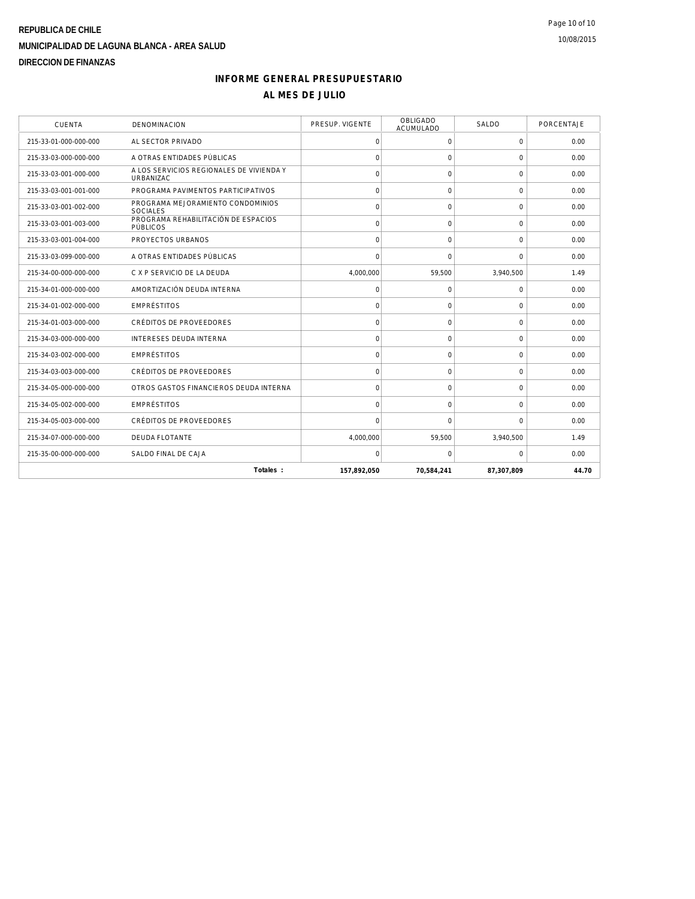**REPUBLICA DE CHILE**

**MUNICIPALIDAD DE LAGUNA BLANCA - AREA SALUD**

**DIRECCION DE FINANZAS**

10/08/2015

## INFORME GENERAL PRESUPUESTARIO

## AL MES DE JULIO

| CUENTA | DENOMINACION | PRESUP. VIGENTE | OBLIGADO ACUMULADO | SALDO | PORCENTAJE |
|---|---|---|---|---|---|
| 215-33-01-000-000-000 | AL SECTOR PRIVADO | 0 | 0 | 0 | 0.00 |
| 215-33-03-000-000-000 | A OTRAS ENTIDADES PÚBLICAS | 0 | 0 | 0 | 0.00 |
| 215-33-03-001-000-000 | A LOS SERVICIOS REGIONALES DE VIVIENDA Y URBANIZAC | 0 | 0 | 0 | 0.00 |
| 215-33-03-001-001-000 | PROGRAMA PAVIMENTOS PARTICIPATIVOS | 0 | 0 | 0 | 0.00 |
| 215-33-03-001-002-000 | PROGRAMA MEJORAMIENTO CONDOMINIOS SOCIALES | 0 | 0 | 0 | 0.00 |
| 215-33-03-001-003-000 | PROGRAMA REHABILITACIÓN DE ESPACIOS PÚBLICOS | 0 | 0 | 0 | 0.00 |
| 215-33-03-001-004-000 | PROYECTOS URBANOS | 0 | 0 | 0 | 0.00 |
| 215-33-03-099-000-000 | A OTRAS ENTIDADES PÚBLICAS | 0 | 0 | 0 | 0.00 |
| 215-34-00-000-000-000 | C X P SERVICIO DE LA DEUDA | 4,000,000 | 59,500 | 3,940,500 | 1.49 |
| 215-34-01-000-000-000 | AMORTIZACIÓN DEUDA INTERNA | 0 | 0 | 0 | 0.00 |
| 215-34-01-002-000-000 | EMPRÉSTITOS | 0 | 0 | 0 | 0.00 |
| 215-34-01-003-000-000 | CRÉDITOS DE PROVEEDORES | 0 | 0 | 0 | 0.00 |
| 215-34-03-000-000-000 | INTERESES DEUDA INTERNA | 0 | 0 | 0 | 0.00 |
| 215-34-03-002-000-000 | EMPRÉSTITOS | 0 | 0 | 0 | 0.00 |
| 215-34-03-003-000-000 | CRÉDITOS DE PROVEEDORES | 0 | 0 | 0 | 0.00 |
| 215-34-05-000-000-000 | OTROS GASTOS FINANCIEROS DEUDA INTERNA | 0 | 0 | 0 | 0.00 |
| 215-34-05-002-000-000 | EMPRÉSTITOS | 0 | 0 | 0 | 0.00 |
| 215-34-05-003-000-000 | CRÉDITOS DE PROVEEDORES | 0 | 0 | 0 | 0.00 |
| 215-34-07-000-000-000 | DEUDA FLOTANTE | 4,000,000 | 59,500 | 3,940,500 | 1.49 |
| 215-35-00-000-000-000 | SALDO FINAL DE CAJA | 0 | 0 | 0 | 0.00 |
| | **Totales :** | **157,892,050** | **70,584,241** | **87,307,809** | **44.70** |